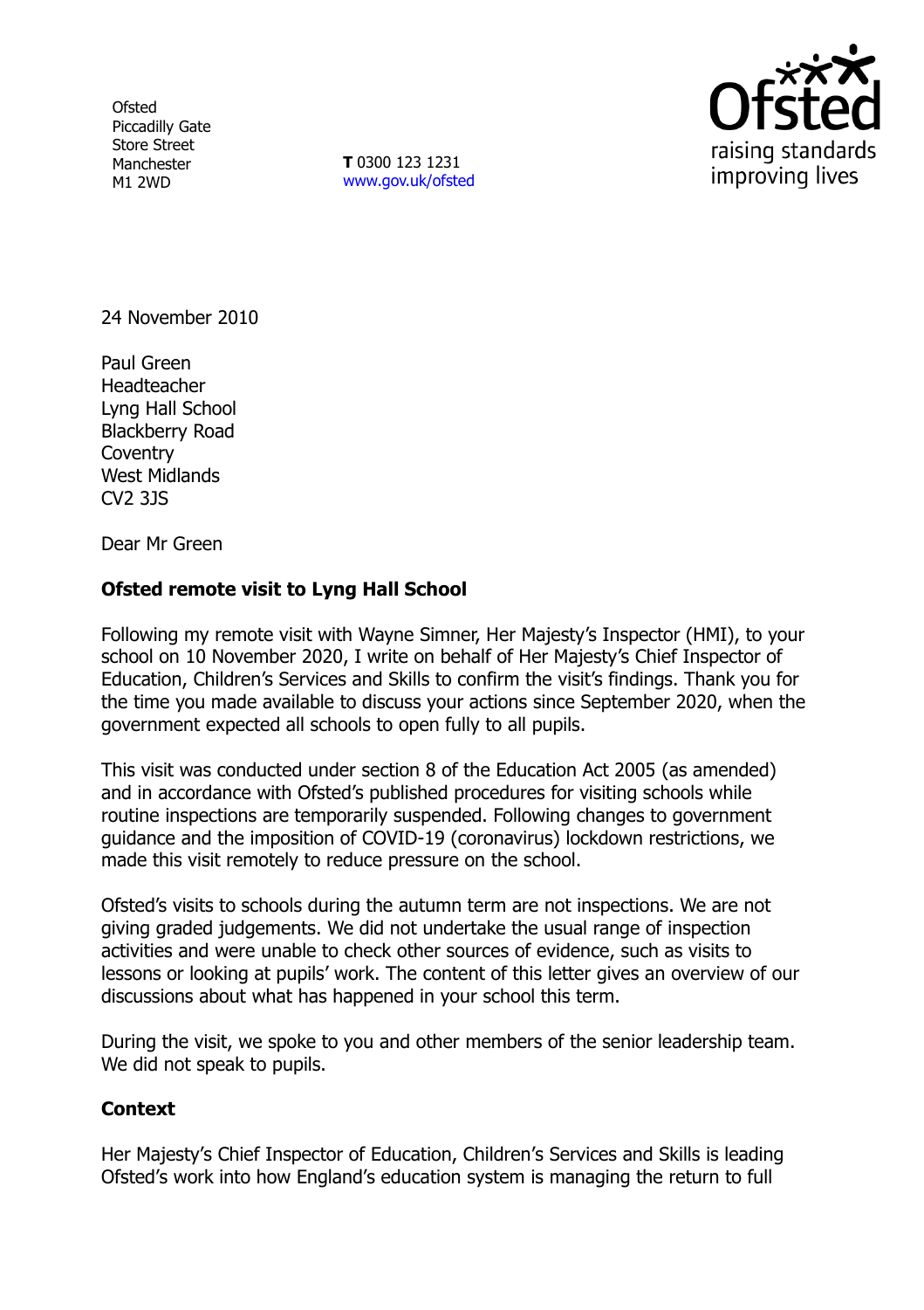Ofsted
Piccadilly Gate
Store Street
Manchester
M1 2WD

**T** 0300 123 1231
www.gov.uk/ofsted

raising standards
improving lives

24 November 2010

Paul Green
Headteacher
Lyng Hall School
Blackberry Road
Coventry
West Midlands
CV2 3JS

Dear Mr Green

**Ofsted remote visit to Lyng Hall School**

Following my remote visit with Wayne Simner, Her Majesty's Inspector (HMI), to your school on 10 November 2020, I write on behalf of Her Majesty's Chief Inspector of Education, Children's Services and Skills to confirm the visit's findings. Thank you for the time you made available to discuss your actions since September 2020, when the government expected all schools to open fully to all pupils.

This visit was conducted under section 8 of the Education Act 2005 (as amended) and in accordance with Ofsted's published procedures for visiting schools while routine inspections are temporarily suspended. Following changes to government guidance and the imposition of COVID-19 (coronavirus) lockdown restrictions, we made this visit remotely to reduce pressure on the school.

Ofsted's visits to schools during the autumn term are not inspections. We are not giving graded judgements. We did not undertake the usual range of inspection activities and were unable to check other sources of evidence, such as visits to lessons or looking at pupils' work. The content of this letter gives an overview of our discussions about what has happened in your school this term.

During the visit, we spoke to you and other members of the senior leadership team. We did not speak to pupils.

**Context**

Her Majesty's Chief Inspector of Education, Children's Services and Skills is leading Ofsted's work into how England's education system is managing the return to full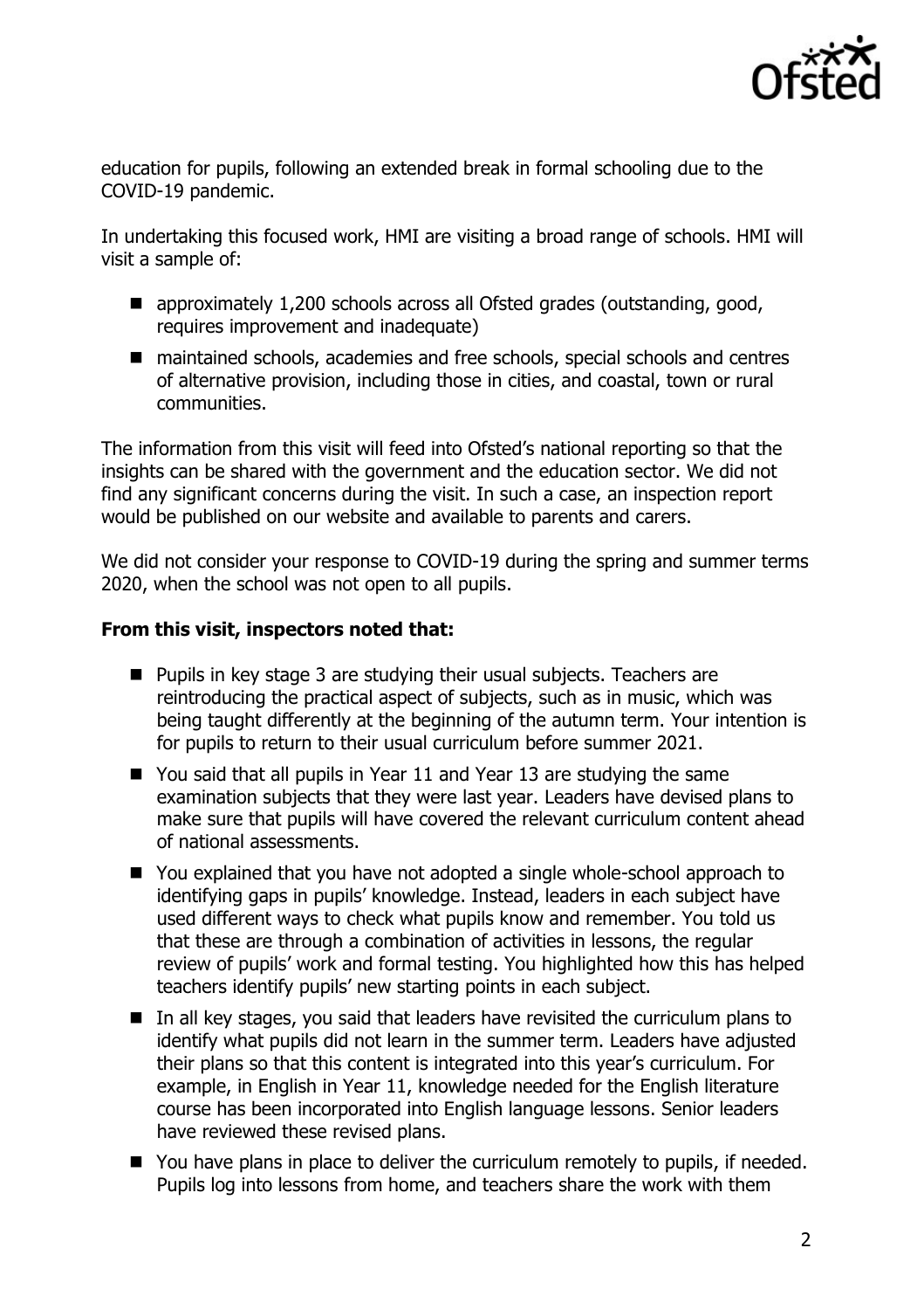education for pupils, following an extended break in formal schooling due to the COVID-19 pandemic.

In undertaking this focused work, HMI are visiting a broad range of schools. HMI will visit a sample of:

- approximately 1,200 schools across all Ofsted grades (outstanding, good, requires improvement and inadequate)
- maintained schools, academies and free schools, special schools and centres of alternative provision, including those in cities, and coastal, town or rural communities.

The information from this visit will feed into Ofsted's national reporting so that the insights can be shared with the government and the education sector. We did not find any significant concerns during the visit. In such a case, an inspection report would be published on our website and available to parents and carers.

We did not consider your response to COVID-19 during the spring and summer terms 2020, when the school was not open to all pupils.

**From this visit, inspectors noted that:**

- Pupils in key stage 3 are studying their usual subjects. Teachers are reintroducing the practical aspect of subjects, such as in music, which was being taught differently at the beginning of the autumn term. Your intention is for pupils to return to their usual curriculum before summer 2021.
- You said that all pupils in Year 11 and Year 13 are studying the same examination subjects that they were last year. Leaders have devised plans to make sure that pupils will have covered the relevant curriculum content ahead of national assessments.
- You explained that you have not adopted a single whole-school approach to identifying gaps in pupils' knowledge. Instead, leaders in each subject have used different ways to check what pupils know and remember. You told us that these are through a combination of activities in lessons, the regular review of pupils' work and formal testing. You highlighted how this has helped teachers identify pupils' new starting points in each subject.
- In all key stages, you said that leaders have revisited the curriculum plans to identify what pupils did not learn in the summer term. Leaders have adjusted their plans so that this content is integrated into this year's curriculum. For example, in English in Year 11, knowledge needed for the English literature course has been incorporated into English language lessons. Senior leaders have reviewed these revised plans.
- You have plans in place to deliver the curriculum remotely to pupils, if needed. Pupils log into lessons from home, and teachers share the work with them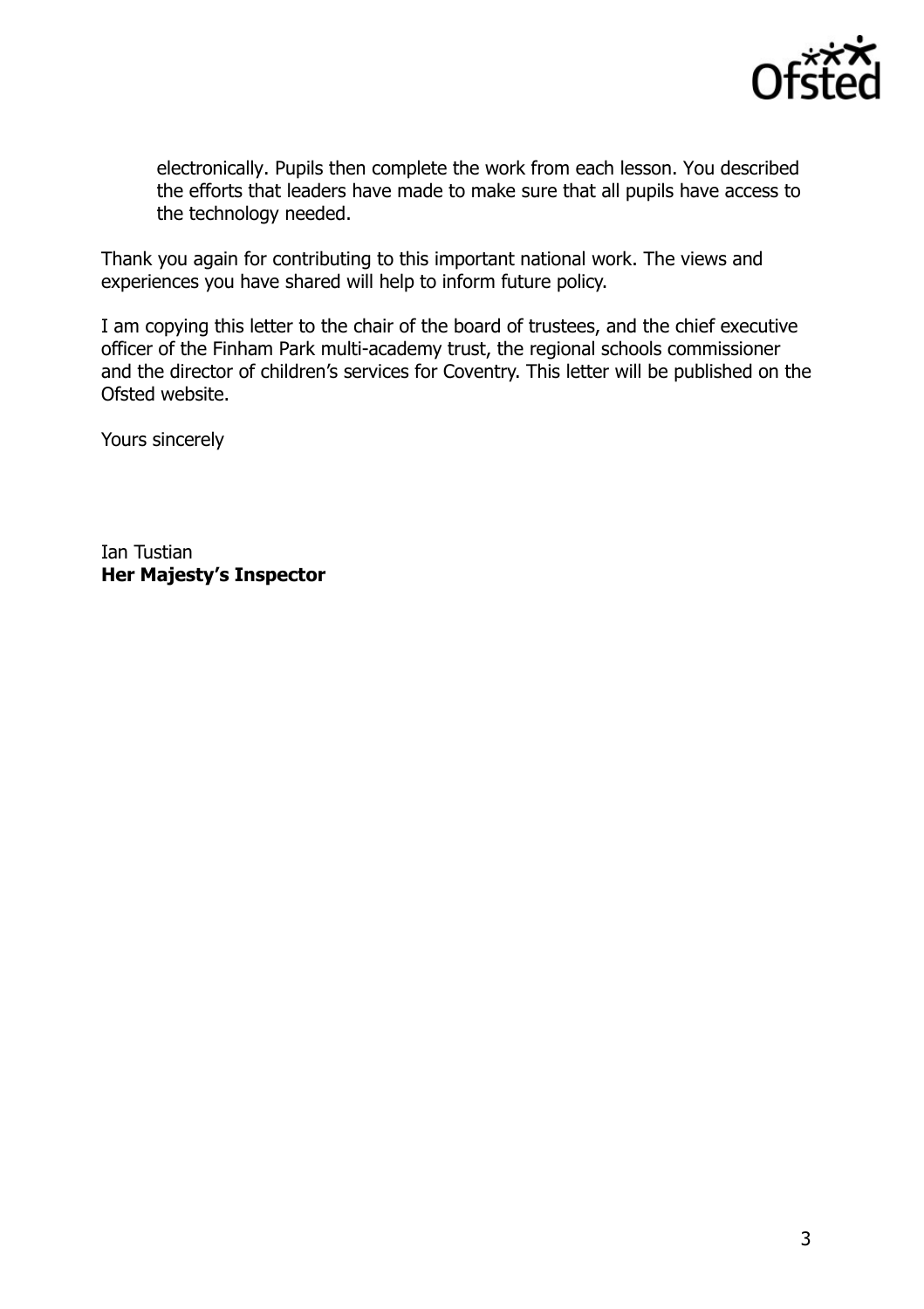electronically. Pupils then complete the work from each lesson. You described the efforts that leaders have made to make sure that all pupils have access to the technology needed.

Thank you again for contributing to this important national work. The views and experiences you have shared will help to inform future policy.

I am copying this letter to the chair of the board of trustees, and the chief executive officer of the Finham Park multi-academy trust, the regional schools commissioner and the director of children's services for Coventry. This letter will be published on the Ofsted website.

Yours sincerely

Ian Tustian
**Her Majesty's Inspector**